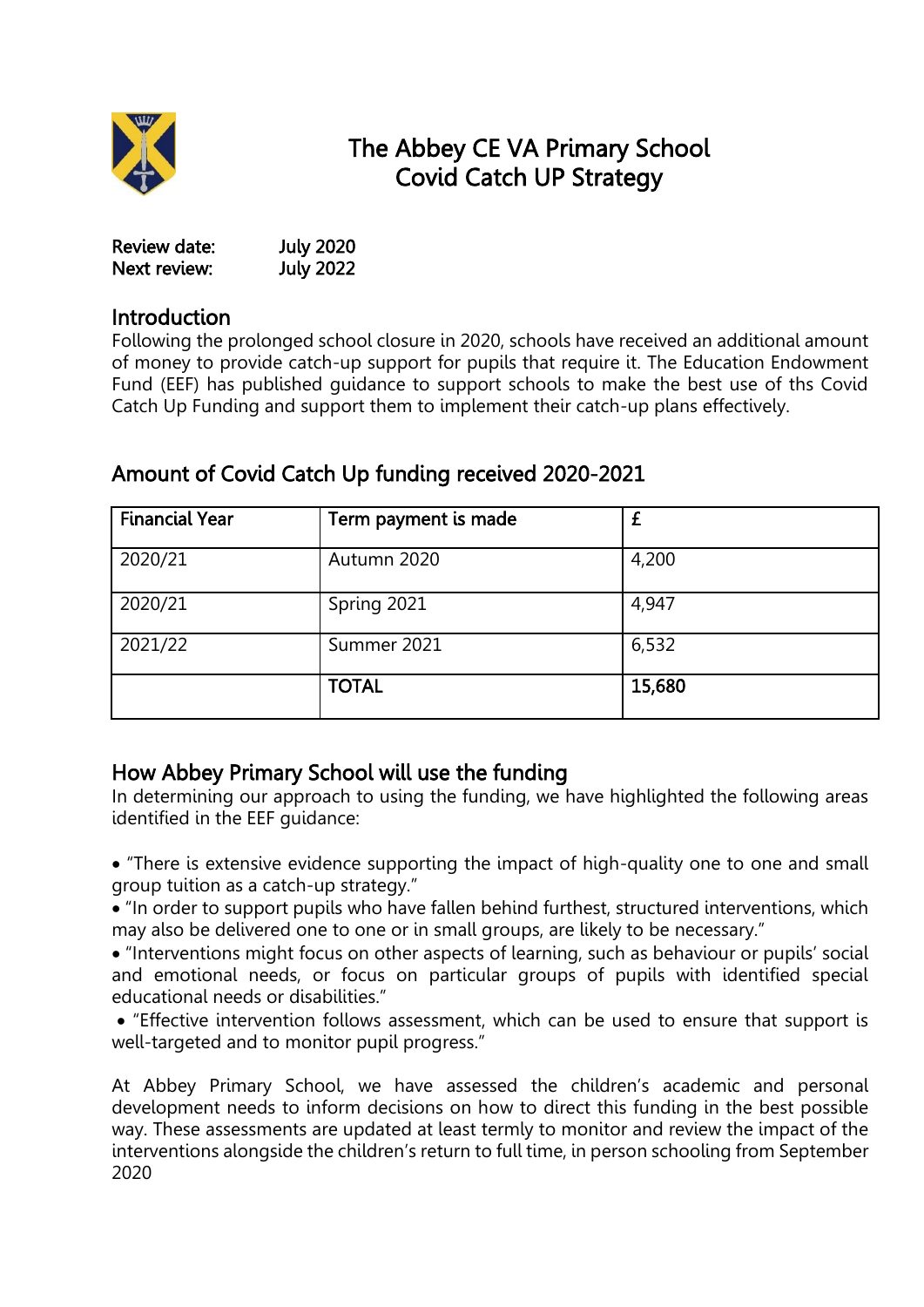# The Abbey CE VA Primary School
# Covid Catch UP Strategy

**Review date:** July 2020
**Next review:** July 2022

## Introduction

Following the prolonged school closure in 2020, schools have received an additional amount of money to provide catch-up support for pupils that require it. The Education Endowment Fund (EEF) has published guidance to support schools to make the best use of ths Covid Catch Up Funding and support them to implement their catch-up plans effectively.

## Amount of Covid Catch Up funding received 2020-2021

| Financial Year | Term payment is made | £ |
|---|---|---|
| 2020/21 | Autumn 2020 | 4,200 |
| 2020/21 | Spring 2021 | 4,947 |
| 2021/22 | Summer 2021 | 6,532 |
| | **TOTAL** | **15,680** |

## How Abbey Primary School will use the funding

In determining our approach to using the funding, we have highlighted the following areas identified in the EEF guidance:

- "There is extensive evidence supporting the impact of high-quality one to one and small group tuition as a catch-up strategy."
- "In order to support pupils who have fallen behind furthest, structured interventions, which may also be delivered one to one or in small groups, are likely to be necessary."
- "Interventions might focus on other aspects of learning, such as behaviour or pupils' social and emotional needs, or focus on particular groups of pupils with identified special educational needs or disabilities."
- "Effective intervention follows assessment, which can be used to ensure that support is well-targeted and to monitor pupil progress."

At Abbey Primary School, we have assessed the children's academic and personal development needs to inform decisions on how to direct this funding in the best possible way. These assessments are updated at least termly to monitor and review the impact of the interventions alongside the children's return to full time, in person schooling from September 2020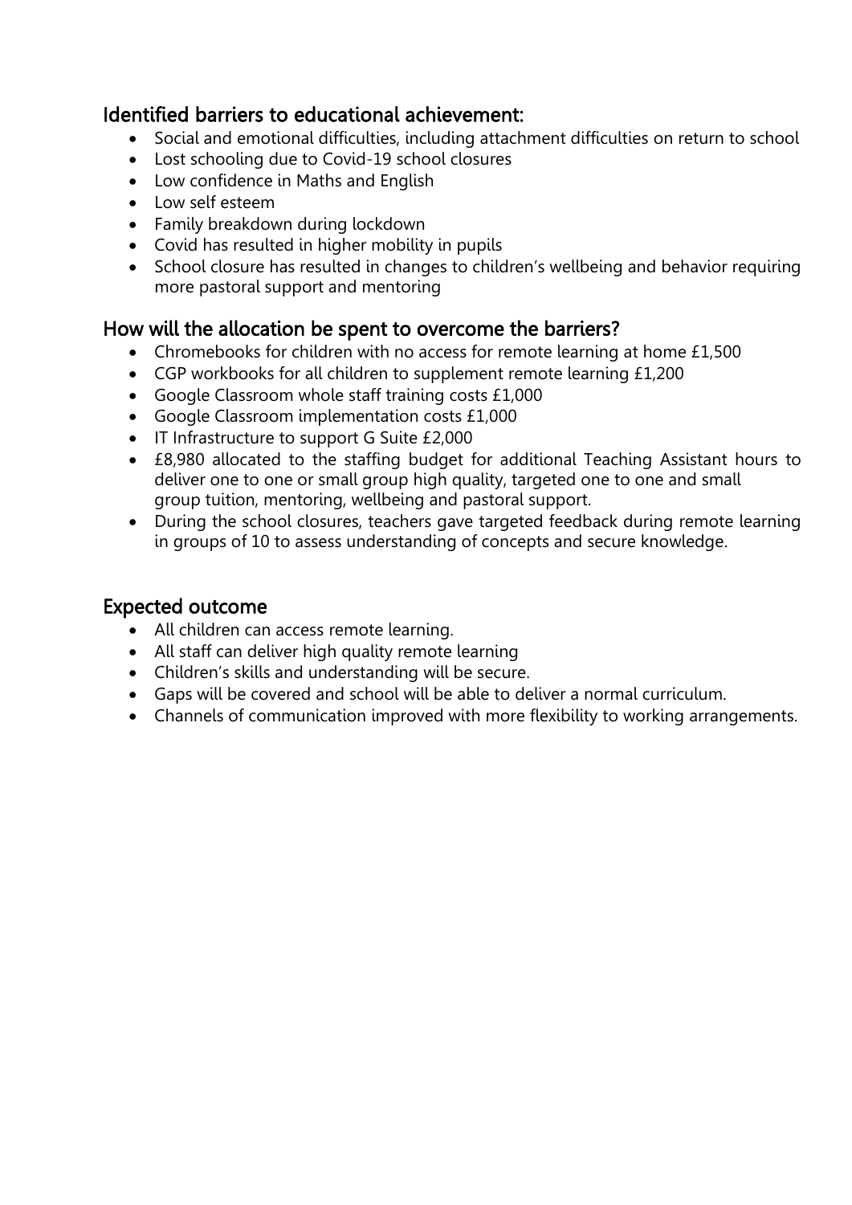## Identified barriers to educational achievement:

- Social and emotional difficulties, including attachment difficulties on return to school
- Lost schooling due to Covid-19 school closures
- Low confidence in Maths and English
- Low self esteem
- Family breakdown during lockdown
- Covid has resulted in higher mobility in pupils
- School closure has resulted in changes to children's wellbeing and behavior requiring more pastoral support and mentoring

## How will the allocation be spent to overcome the barriers?

- Chromebooks for children with no access for remote learning at home £1,500
- CGP workbooks for all children to supplement remote learning £1,200
- Google Classroom whole staff training costs £1,000
- Google Classroom implementation costs £1,000
- IT Infrastructure to support G Suite £2,000
- £8,980 allocated to the staffing budget for additional Teaching Assistant hours to deliver one to one or small group high quality, targeted one to one and small group tuition, mentoring, wellbeing and pastoral support.
- During the school closures, teachers gave targeted feedback during remote learning in groups of 10 to assess understanding of concepts and secure knowledge.

## Expected outcome

- All children can access remote learning.
- All staff can deliver high quality remote learning
- Children's skills and understanding will be secure.
- Gaps will be covered and school will be able to deliver a normal curriculum.
- Channels of communication improved with more flexibility to working arrangements.